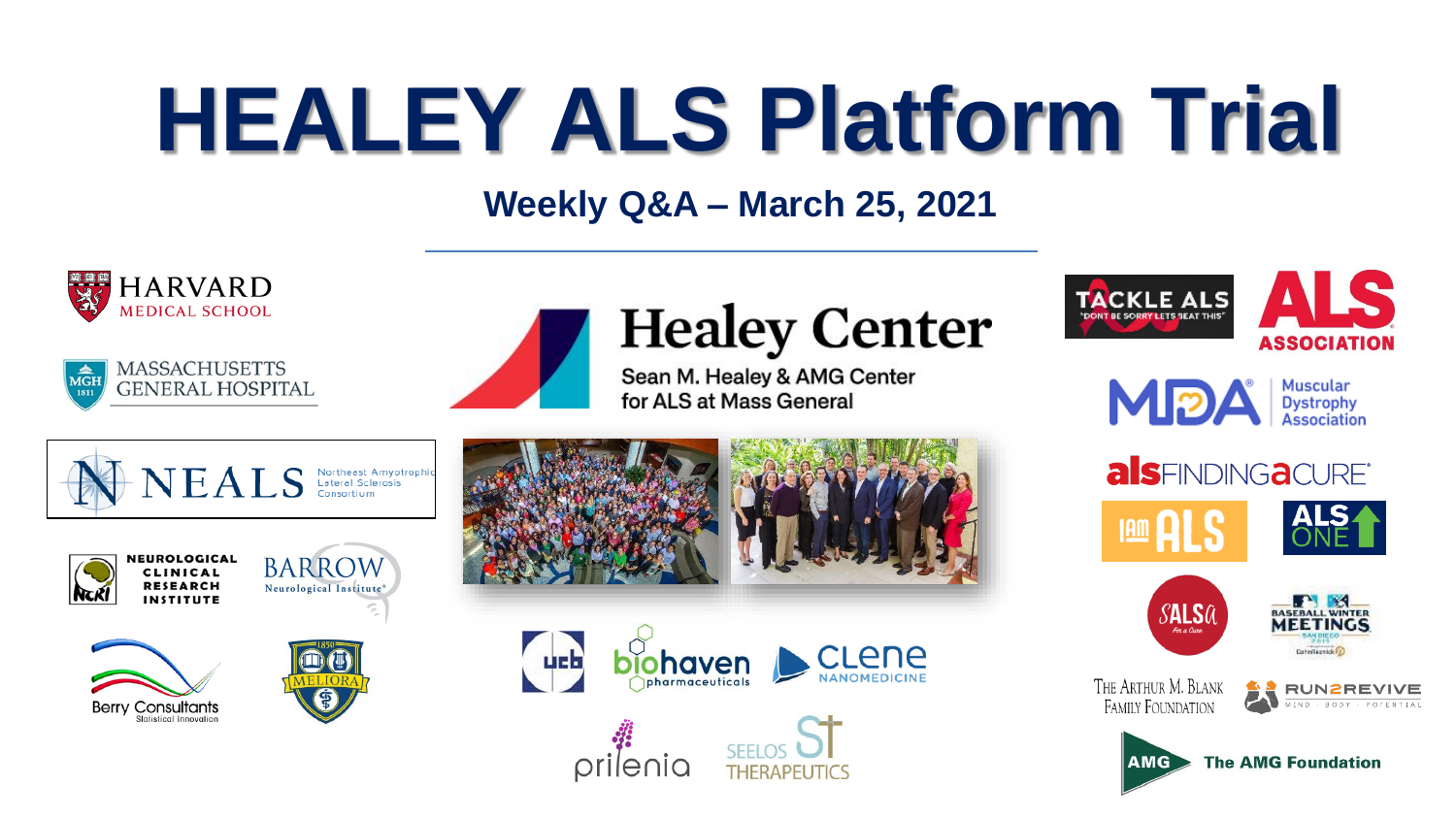# HEALEY ALS Platform Trial

## Weekly Q&A – March 25, 2021

HARVARD MEDICAL SCHOOL

MASSACHUSETTS GENERAL HOSPITAL

NEALS Northeast Amyotrophic Lateral Sclerosis Consortium

NEUROLOGICAL CLINICAL RESEARCH INSTITUTE

BARROW Neurological Institute

Berry Consultants Statistical Innovation

MELIORA

Healey Center

Sean M. Healey & AMG Center for ALS at Mass General

ucb

biohaven pharmaceuticals

CLENE NANOMEDICINE

prilenia

SEELOS THERAPEUTICS

TACKLE ALS "DON'T BE SORRY LETS BEAT THIS"

ALS ASSOCIATION

MDA Muscular Dystrophy Association

alsFINDINGaCURE

I AM ALS

ALS ONE

SALSA

BASEBALL WINTER MEETINGS

THE ARTHUR M. BLANK FAMILY FOUNDATION

RUN2REVIVE MIND · BODY · POTENTIAL

AMG The AMG Foundation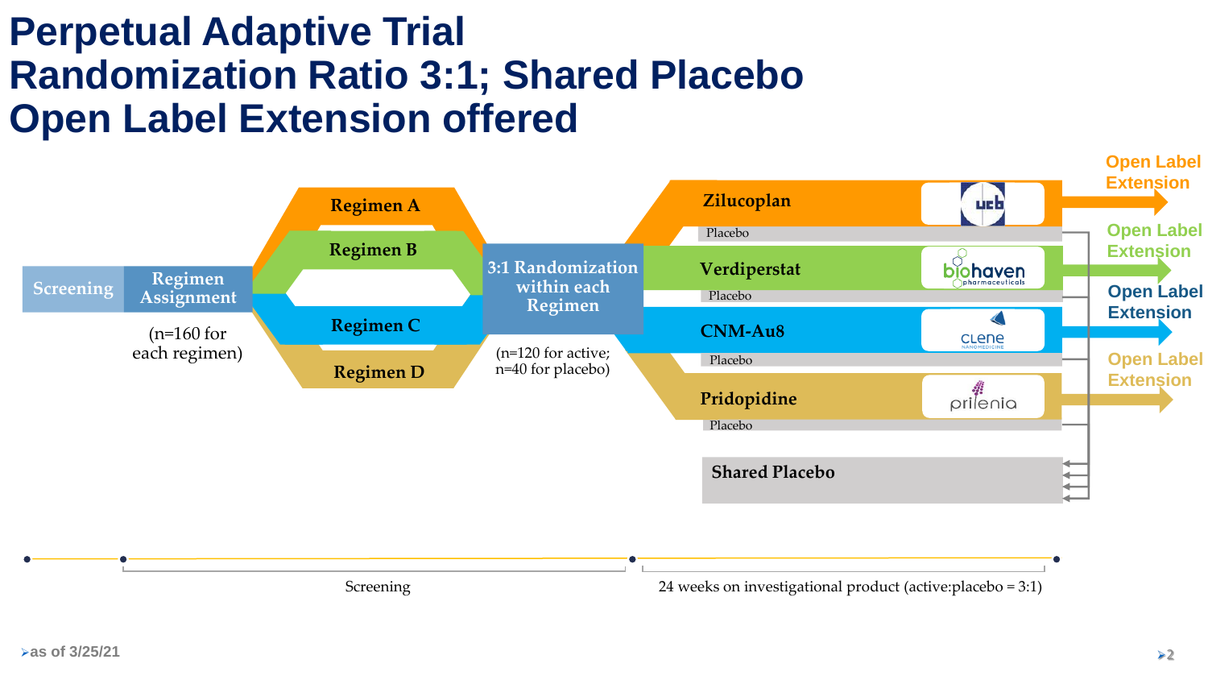# Perpetual Adaptive Trial
# Randomization Ratio 3:1; Shared Placebo
# Open Label Extension offered

Screening → Regimen Assignment

(n=160 for each regimen)

- Regimen A
- Regimen B
- Regimen C
- Regimen D

3:1 Randomization within each Regimen

(n=120 for active; n=40 for placebo)

- Zilucoplan (ucb) → Open Label Extension
  - Placebo
- Verdiperstat (biohaven pharmaceuticals) → Open Label Extension
  - Placebo
- CNM-Au8 (Clene Nanomedicine) → Open Label Extension
  - Placebo
- Pridopidine (prilenia) → Open Label Extension
  - Placebo

Shared Placebo

Screening | 24 weeks on investigational product (active:placebo = 3:1)

as of 3/25/21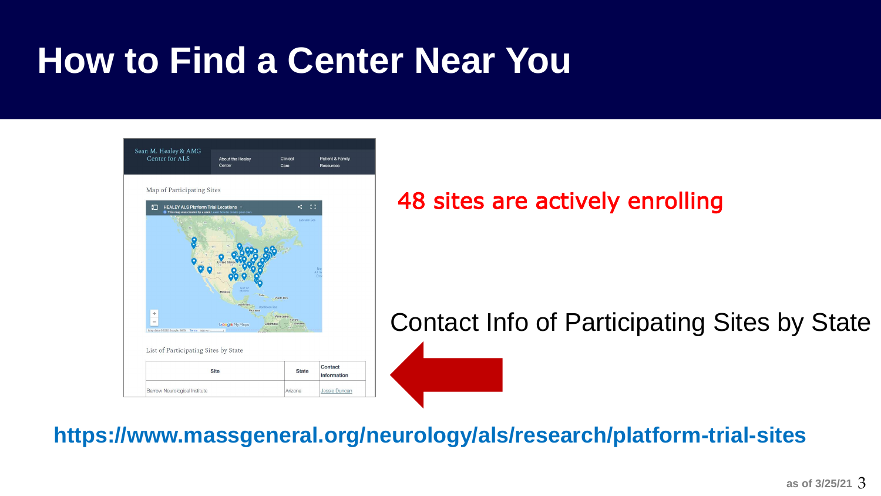# How to Find a Center Near You

Sean M. Healey & AMG Center for ALS

About the Healey Center | Clinical Care | Patient & Family Resources

Map of Participating Sites

HEALEY ALS Platform Trial Locations

List of Participating Sites by State

| Site | State | Contact Information |
|---|---|---|
| Barrow Neurological Institute | Arizona | Jessie Duncan |

48 sites are actively enrolling

Contact Info of Participating Sites by State

**https://www.massgeneral.org/neurology/als/research/platform-trial-sites**

as of 3/25/21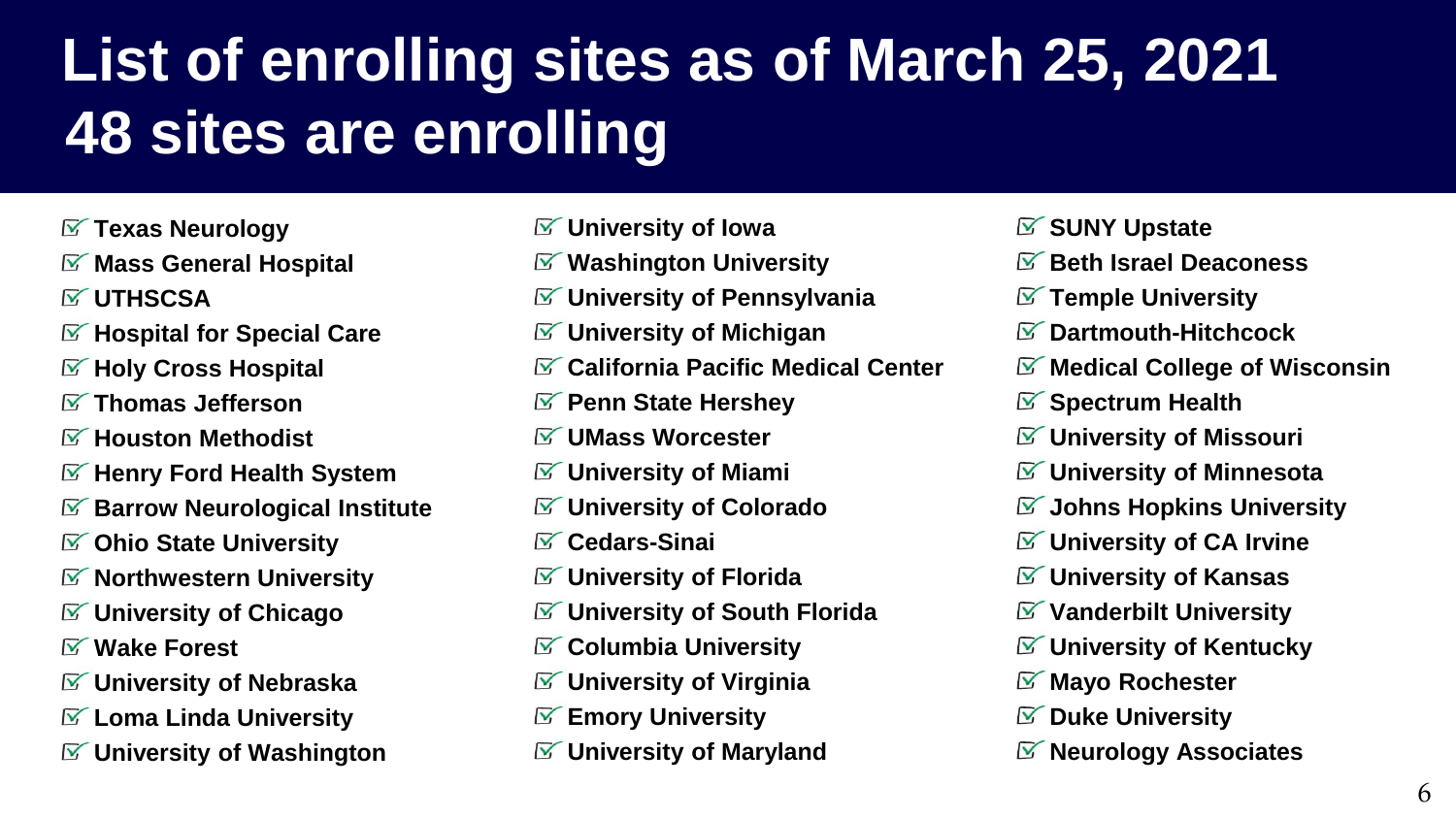# List of enrolling sites as of March 25, 2021
# 48 sites are enrolling

- ☑ Texas Neurology
- ☑ Mass General Hospital
- ☑ UTHSCSA
- ☑ Hospital for Special Care
- ☑ Holy Cross Hospital
- ☑ Thomas Jefferson
- ☑ Houston Methodist
- ☑ Henry Ford Health System
- ☑ Barrow Neurological Institute
- ☑ Ohio State University
- ☑ Northwestern University
- ☑ University of Chicago
- ☑ Wake Forest
- ☑ University of Nebraska
- ☑ Loma Linda University
- ☑ University of Washington
- ☑ University of Iowa
- ☑ Washington University
- ☑ University of Pennsylvania
- ☑ University of Michigan
- ☑ California Pacific Medical Center
- ☑ Penn State Hershey
- ☑ UMass Worcester
- ☑ University of Miami
- ☑ University of Colorado
- ☑ Cedars-Sinai
- ☑ University of Florida
- ☑ University of South Florida
- ☑ Columbia University
- ☑ University of Virginia
- ☑ Emory University
- ☑ University of Maryland
- ☑ SUNY Upstate
- ☑ Beth Israel Deaconess
- ☑ Temple University
- ☑ Dartmouth-Hitchcock
- ☑ Medical College of Wisconsin
- ☑ Spectrum Health
- ☑ University of Missouri
- ☑ University of Minnesota
- ☑ Johns Hopkins University
- ☑ University of CA Irvine
- ☑ University of Kansas
- ☑ Vanderbilt University
- ☑ University of Kentucky
- ☑ Mayo Rochester
- ☑ Duke University
- ☑ Neurology Associates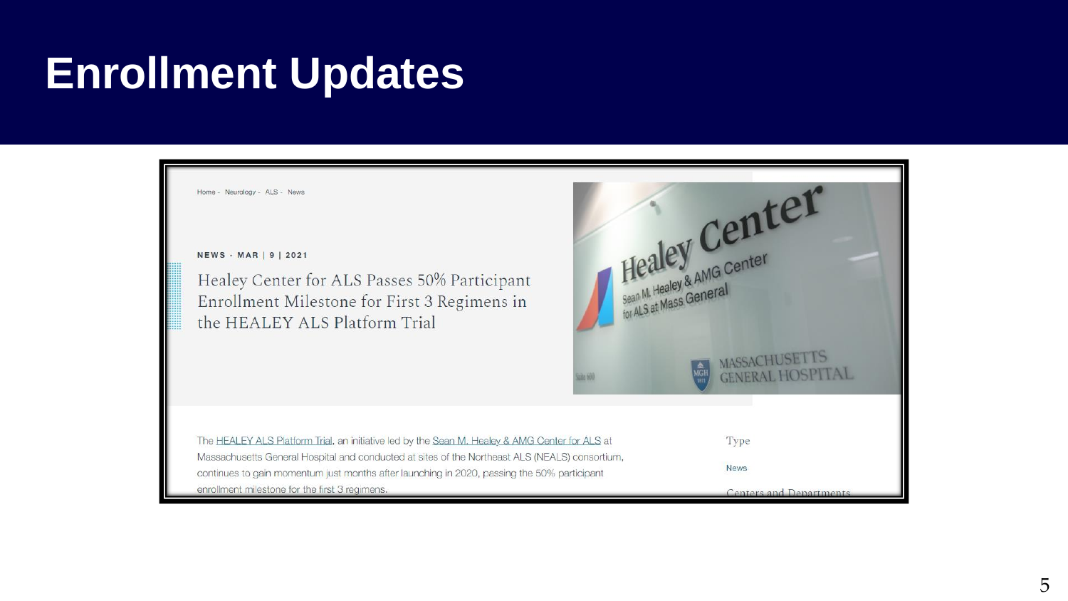# Enrollment Updates

Home - Neurology - ALS - News

NEWS · MAR | 9 | 2021

## Healey Center for ALS Passes 50% Participant Enrollment Milestone for First 3 Regimens in the HEALEY ALS Platform Trial

Healey Center
Sean M. Healey & AMG Center for ALS at Mass General
MASSACHUSETTS GENERAL HOSPITAL

The HEALEY ALS Platform Trial, an initiative led by the Sean M. Healey & AMG Center for ALS at Massachusetts General Hospital and conducted at sites of the Northeast ALS (NEALS) consortium, continues to gain momentum just months after launching in 2020, passing the 50% participant enrollment milestone for the first 3 regimens.

Type

News

Centers and Departments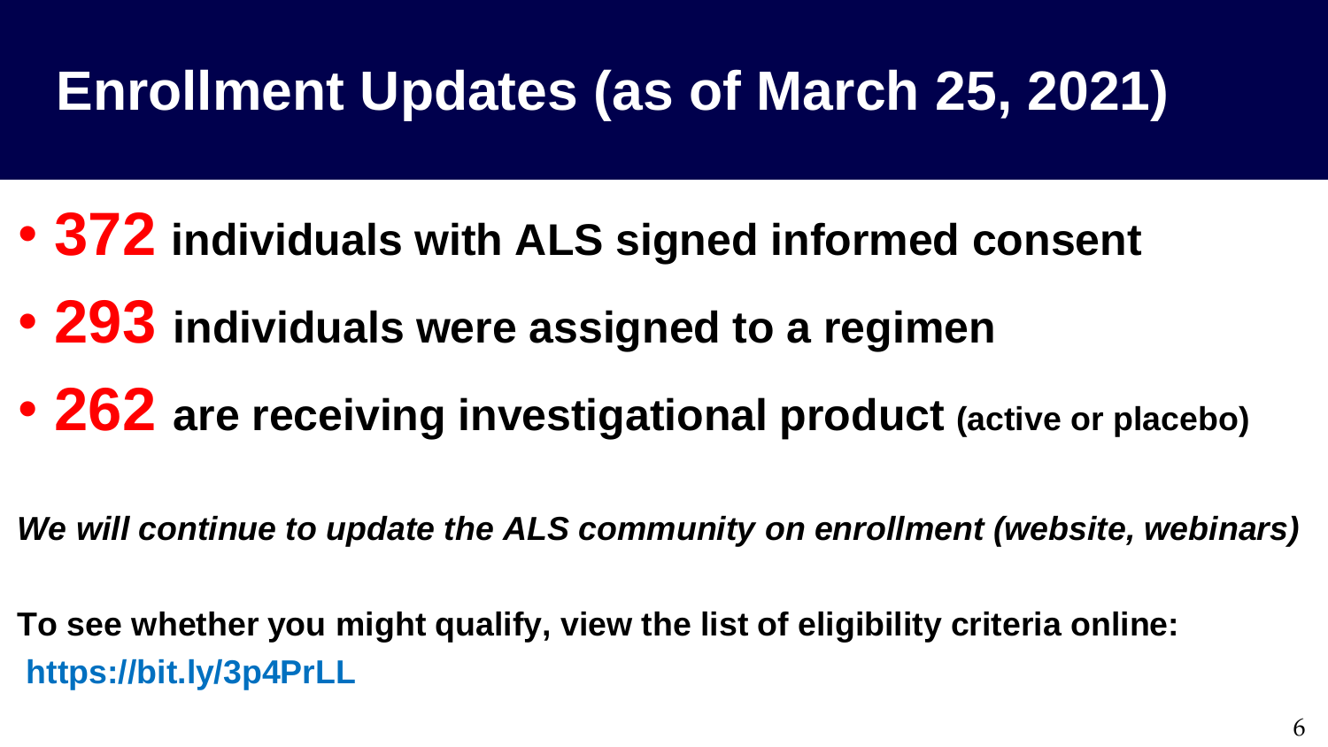# Enrollment Updates (as of March 25, 2021)

- **372 individuals with ALS signed informed consent**
- **293 individuals were assigned to a regimen**
- **262 are receiving investigational product (active or placebo)**

***We will continue to update the ALS community on enrollment (website, webinars)***

**To see whether you might qualify, view the list of eligibility criteria online:**
**https://bit.ly/3p4PrLL**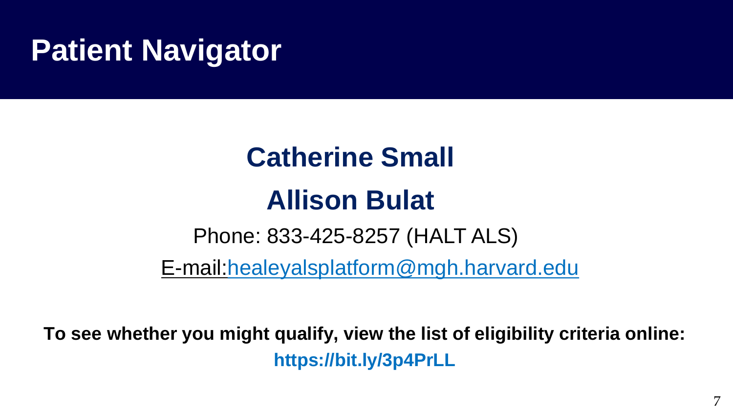# Patient Navigator

## Catherine Small

## Allison Bulat

Phone: 833-425-8257 (HALT ALS)

E-mail:healeyalsplatform@mgh.harvard.edu

**To see whether you might qualify, view the list of eligibility criteria online:**
**https://bit.ly/3p4PrLL**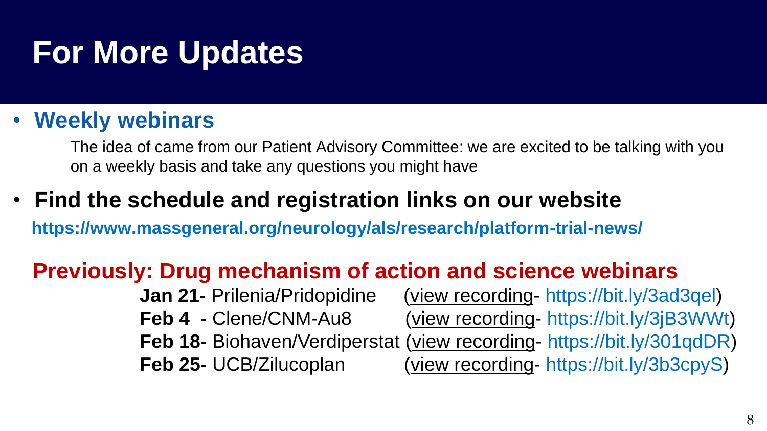# For More Updates

- **Weekly webinars**

  The idea of came from our Patient Advisory Committee: we are excited to be talking with you on a weekly basis and take any questions you might have

- **Find the schedule and registration links on our website**

**https://www.massgeneral.org/neurology/als/research/platform-trial-news/**

## Previously: Drug mechanism of action and science webinars

**Jan 21-** Prilenia/Pridopidine (view recording- https://bit.ly/3ad3qel)
**Feb 4 -** Clene/CNM-Au8 (view recording- https://bit.ly/3jB3WWt)
**Feb 18-** Biohaven/Verdiperstat (view recording- https://bit.ly/301qdDR)
**Feb 25-** UCB/Zilucoplan (view recording- https://bit.ly/3b3cpyS)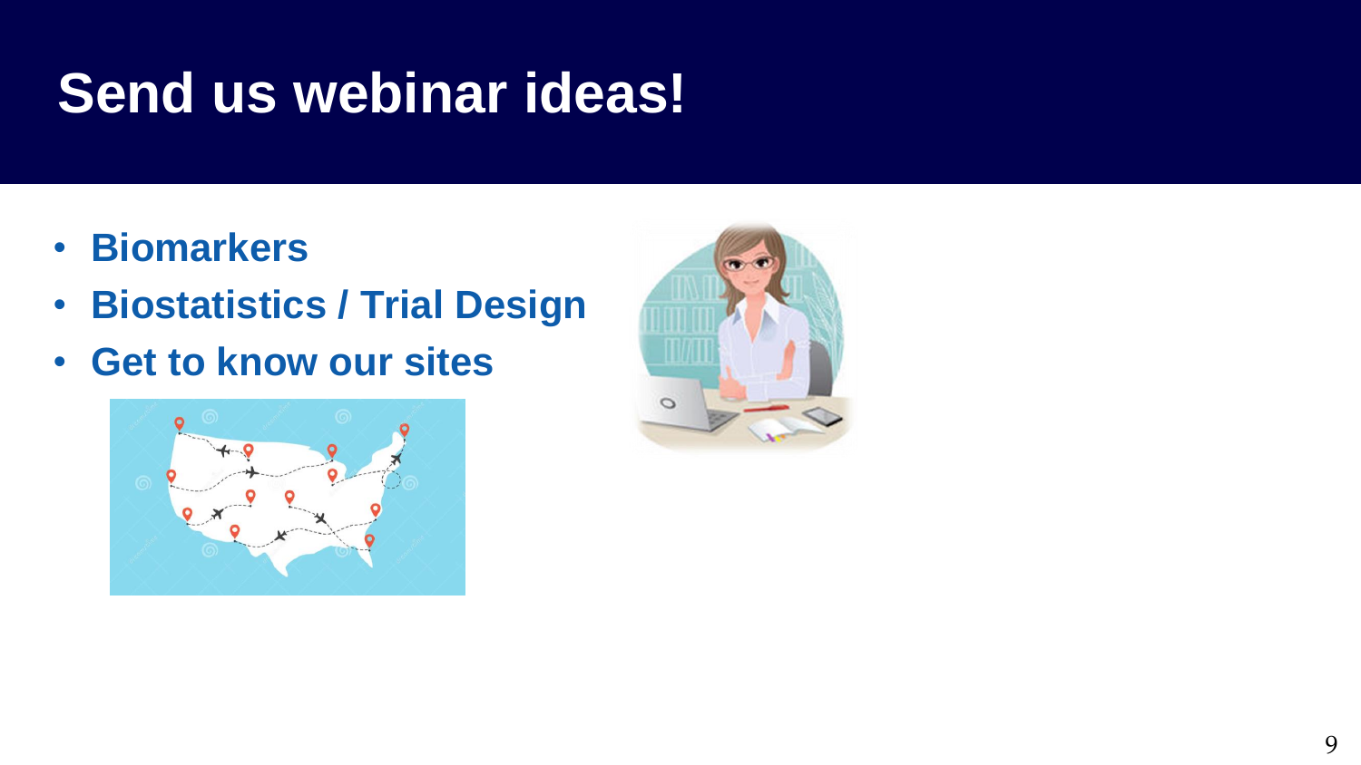# Send us webinar ideas!

- **Biomarkers**
- **Biostatistics / Trial Design**
- **Get to know our sites**